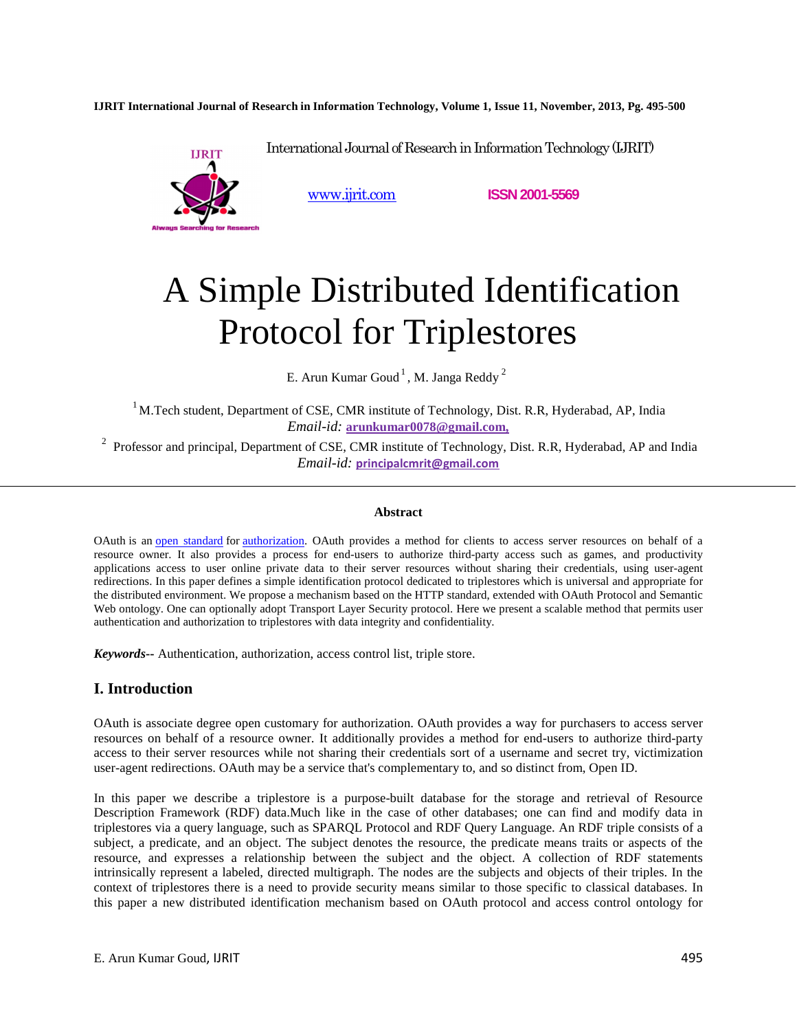International Journal of Research in Information Technology (IJRIT)

www.ijrit.com ISSN 2001-5569

# A Simple Distributed Identification Protocol for Triplestores

E. Arun Kumar Goud [1], M. Janga Reddy [2]

[1] M.Tech student, Department of CSE, CMR institute of Technology, Dist. R.R, Hyderabad, AP, India
*Email-id:* arunkumar0078@gmail.com,

[2] Professor and principal, Department of CSE, CMR institute of Technology, Dist. R.R, Hyderabad, AP and India
*Email-id:* principalcmrit@gmail.com

### Abstract

OAuth is an open standard for authorization. OAuth provides a method for clients to access server resources on behalf of a resource owner. It also provides a process for end-users to authorize third-party access such as games, and productivity applications access to user online private data to their server resources without sharing their credentials, using user-agent redirections. In this paper defines a simple identification protocol dedicated to triplestores which is universal and appropriate for the distributed environment. We propose a mechanism based on the HTTP standard, extended with OAuth Protocol and Semantic Web ontology. One can optionally adopt Transport Layer Security protocol. Here we present a scalable method that permits user authentication and authorization to triplestores with data integrity and confidentiality.

***Keywords***-- Authentication, authorization, access control list, triple store.

## I. Introduction

OAuth is associate degree open customary for authorization. OAuth provides a way for purchasers to access server resources on behalf of a resource owner. It additionally provides a method for end-users to authorize third-party access to their server resources while not sharing their credentials sort of a username and secret try, victimization user-agent redirections. OAuth may be a service that's complementary to, and so distinct from, Open ID.

In this paper we describe a triplestore is a purpose-built database for the storage and retrieval of Resource Description Framework (RDF) data.Much like in the case of other databases; one can find and modify data in triplestores via a query language, such as SPARQL Protocol and RDF Query Language. An RDF triple consists of a subject, a predicate, and an object. The subject denotes the resource, the predicate means traits or aspects of the resource, and expresses a relationship between the subject and the object. A collection of RDF statements intrinsically represent a labeled, directed multigraph. The nodes are the subjects and objects of their triples. In the context of triplestores there is a need to provide security means similar to those specific to classical databases. In this paper a new distributed identification mechanism based on OAuth protocol and access control ontology for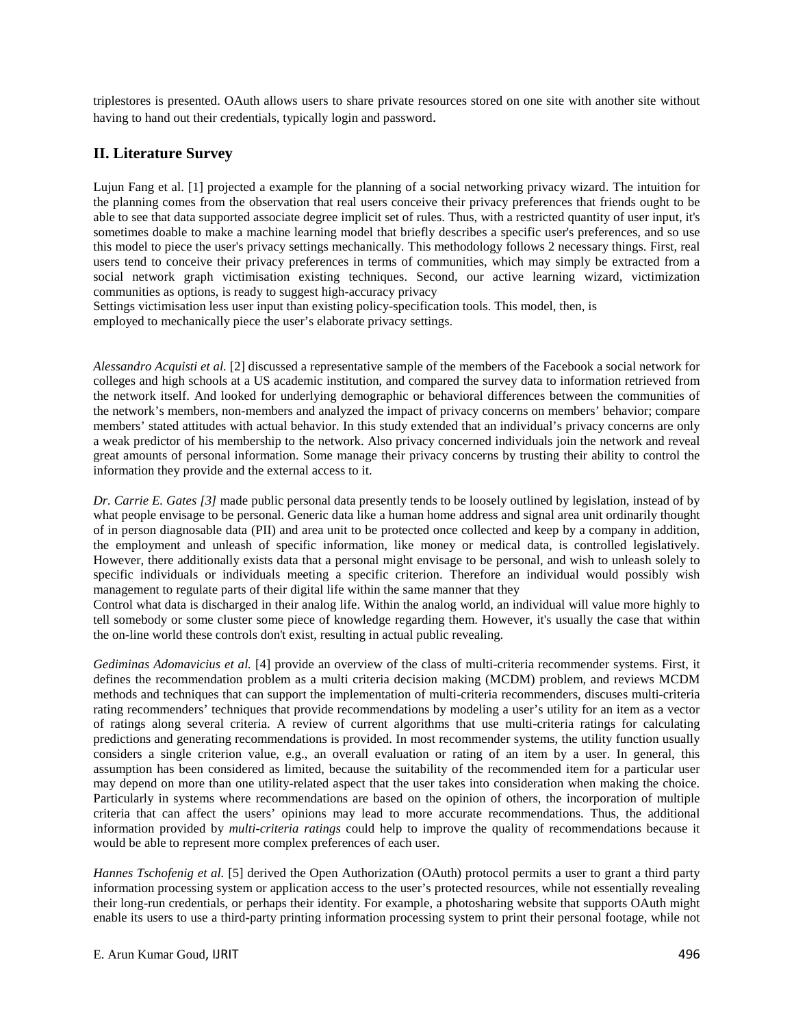triplestores is presented. OAuth allows users to share private resources stored on one site with another site without having to hand out their credentials, typically login and password.

## II. Literature Survey

Lujun Fang et al. [1] projected a example for the planning of a social networking privacy wizard. The intuition for the planning comes from the observation that real users conceive their privacy preferences that friends ought to be able to see that data supported associate degree implicit set of rules. Thus, with a restricted quantity of user input, it's sometimes doable to make a machine learning model that briefly describes a specific user's preferences, and so use this model to piece the user's privacy settings mechanically. This methodology follows 2 necessary things. First, real users tend to conceive their privacy preferences in terms of communities, which may simply be extracted from a social network graph victimisation existing techniques. Second, our active learning wizard, victimization communities as options, is ready to suggest high-accuracy privacy
Settings victimisation less user input than existing policy-specification tools. This model, then, is employed to mechanically piece the user's elaborate privacy settings.

*Alessandro Acquisti et al.* [2] discussed a representative sample of the members of the Facebook a social network for colleges and high schools at a US academic institution, and compared the survey data to information retrieved from the network itself. And looked for underlying demographic or behavioral differences between the communities of the network's members, non-members and analyzed the impact of privacy concerns on members' behavior; compare members' stated attitudes with actual behavior. In this study extended that an individual's privacy concerns are only a weak predictor of his membership to the network. Also privacy concerned individuals join the network and reveal great amounts of personal information. Some manage their privacy concerns by trusting their ability to control the information they provide and the external access to it.

*Dr. Carrie E. Gates [3]* made public personal data presently tends to be loosely outlined by legislation, instead of by what people envisage to be personal. Generic data like a human home address and signal area unit ordinarily thought of in person diagnosable data (PII) and area unit to be protected once collected and keep by a company in addition, the employment and unleash of specific information, like money or medical data, is controlled legislatively. However, there additionally exists data that a personal might envisage to be personal, and wish to unleash solely to specific individuals or individuals meeting a specific criterion. Therefore an individual would possibly wish management to regulate parts of their digital life within the same manner that they
Control what data is discharged in their analog life. Within the analog world, an individual will value more highly to tell somebody or some cluster some piece of knowledge regarding them. However, it's usually the case that within the on-line world these controls don't exist, resulting in actual public revealing.

*Gediminas Adomavicius et al.* [4] provide an overview of the class of multi-criteria recommender systems. First, it defines the recommendation problem as a multi criteria decision making (MCDM) problem, and reviews MCDM methods and techniques that can support the implementation of multi-criteria recommenders, discuses multi-criteria rating recommenders' techniques that provide recommendations by modeling a user's utility for an item as a vector of ratings along several criteria. A review of current algorithms that use multi-criteria ratings for calculating predictions and generating recommendations is provided. In most recommender systems, the utility function usually considers a single criterion value, e.g., an overall evaluation or rating of an item by a user. In general, this assumption has been considered as limited, because the suitability of the recommended item for a particular user may depend on more than one utility-related aspect that the user takes into consideration when making the choice. Particularly in systems where recommendations are based on the opinion of others, the incorporation of multiple criteria that can affect the users' opinions may lead to more accurate recommendations. Thus, the additional information provided by *multi-criteria ratings* could help to improve the quality of recommendations because it would be able to represent more complex preferences of each user.

*Hannes Tschofenig et al.* [5] derived the Open Authorization (OAuth) protocol permits a user to grant a third party information processing system or application access to the user's protected resources, while not essentially revealing their long-run credentials, or perhaps their identity. For example, a photosharing website that supports OAuth might enable its users to use a third-party printing information processing system to print their personal footage, while not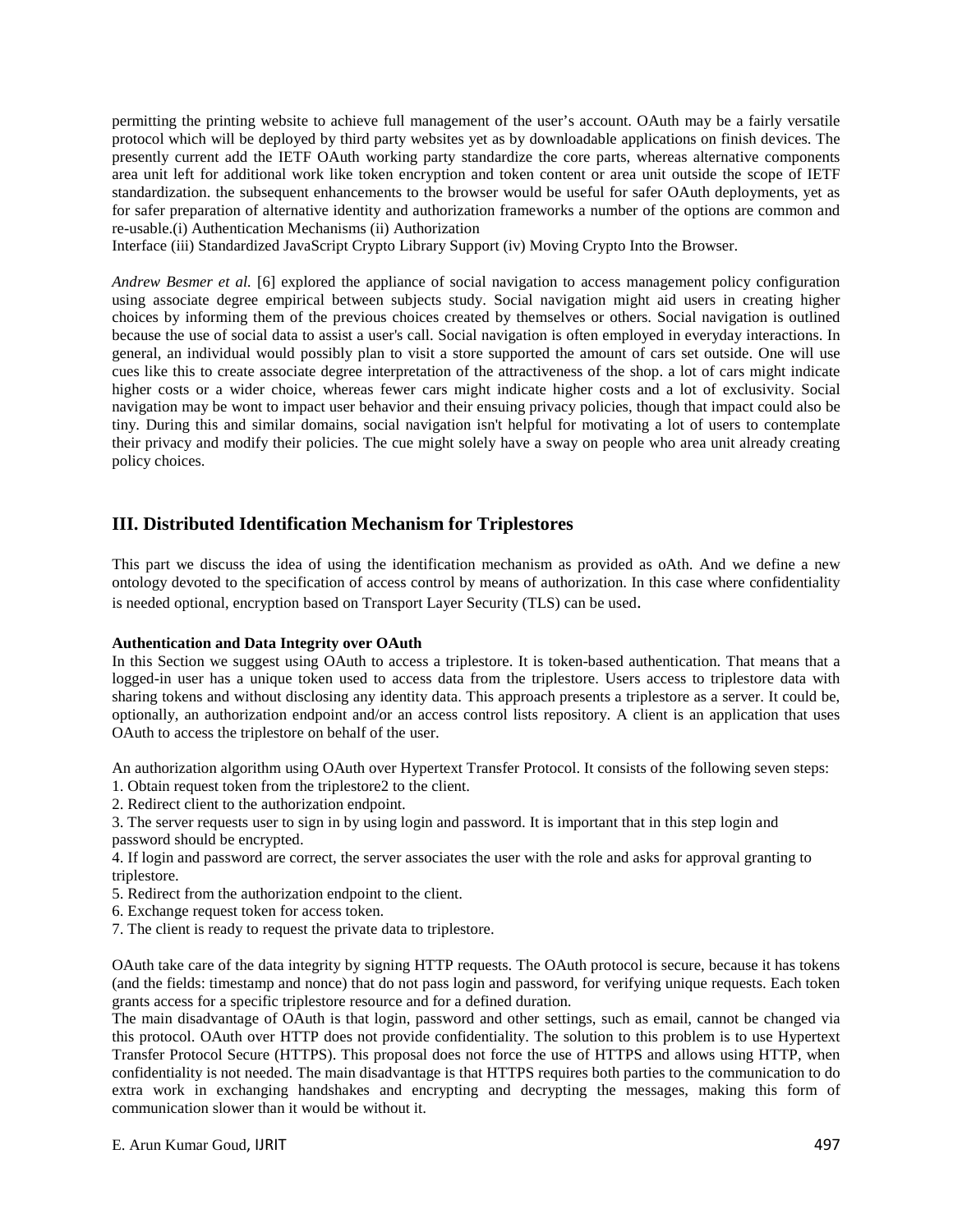permitting the printing website to achieve full management of the user's account. OAuth may be a fairly versatile protocol which will be deployed by third party websites yet as by downloadable applications on finish devices. The presently current add the IETF OAuth working party standardize the core parts, whereas alternative components area unit left for additional work like token encryption and token content or area unit outside the scope of IETF standardization. the subsequent enhancements to the browser would be useful for safer OAuth deployments, yet as for safer preparation of alternative identity and authorization frameworks a number of the options are common and re-usable.(i) Authentication Mechanisms (ii) Authorization
Interface (iii) Standardized JavaScript Crypto Library Support (iv) Moving Crypto Into the Browser.

*Andrew Besmer et al.* [6] explored the appliance of social navigation to access management policy configuration using associate degree empirical between subjects study. Social navigation might aid users in creating higher choices by informing them of the previous choices created by themselves or others. Social navigation is outlined because the use of social data to assist a user's call. Social navigation is often employed in everyday interactions. In general, an individual would possibly plan to visit a store supported the amount of cars set outside. One will use cues like this to create associate degree interpretation of the attractiveness of the shop. a lot of cars might indicate higher costs or a wider choice, whereas fewer cars might indicate higher costs and a lot of exclusivity. Social navigation may be wont to impact user behavior and their ensuing privacy policies, though that impact could also be tiny. During this and similar domains, social navigation isn't helpful for motivating a lot of users to contemplate their privacy and modify their policies. The cue might solely have a sway on people who area unit already creating policy choices.

## III. Distributed Identification Mechanism for Triplestores

This part we discuss the idea of using the identification mechanism as provided as oAth. And we define a new ontology devoted to the specification of access control by means of authorization. In this case where confidentiality is needed optional, encryption based on Transport Layer Security (TLS) can be used.

**Authentication and Data Integrity over OAuth**

In this Section we suggest using OAuth to access a triplestore. It is token-based authentication. That means that a logged-in user has a unique token used to access data from the triplestore. Users access to triplestore data with sharing tokens and without disclosing any identity data. This approach presents a triplestore as a server. It could be, optionally, an authorization endpoint and/or an access control lists repository. A client is an application that uses OAuth to access the triplestore on behalf of the user.

An authorization algorithm using OAuth over Hypertext Transfer Protocol. It consists of the following seven steps:

1. Obtain request token from the triplestore2 to the client.
2. Redirect client to the authorization endpoint.
3. The server requests user to sign in by using login and password. It is important that in this step login and password should be encrypted.
4. If login and password are correct, the server associates the user with the role and asks for approval granting to triplestore.
5. Redirect from the authorization endpoint to the client.
6. Exchange request token for access token.
7. The client is ready to request the private data to triplestore.

OAuth take care of the data integrity by signing HTTP requests. The OAuth protocol is secure, because it has tokens (and the fields: timestamp and nonce) that do not pass login and password, for verifying unique requests. Each token grants access for a specific triplestore resource and for a defined duration.

The main disadvantage of OAuth is that login, password and other settings, such as email, cannot be changed via this protocol. OAuth over HTTP does not provide confidentiality. The solution to this problem is to use Hypertext Transfer Protocol Secure (HTTPS). This proposal does not force the use of HTTPS and allows using HTTP, when confidentiality is not needed. The main disadvantage is that HTTPS requires both parties to the communication to do extra work in exchanging handshakes and encrypting and decrypting the messages, making this form of communication slower than it would be without it.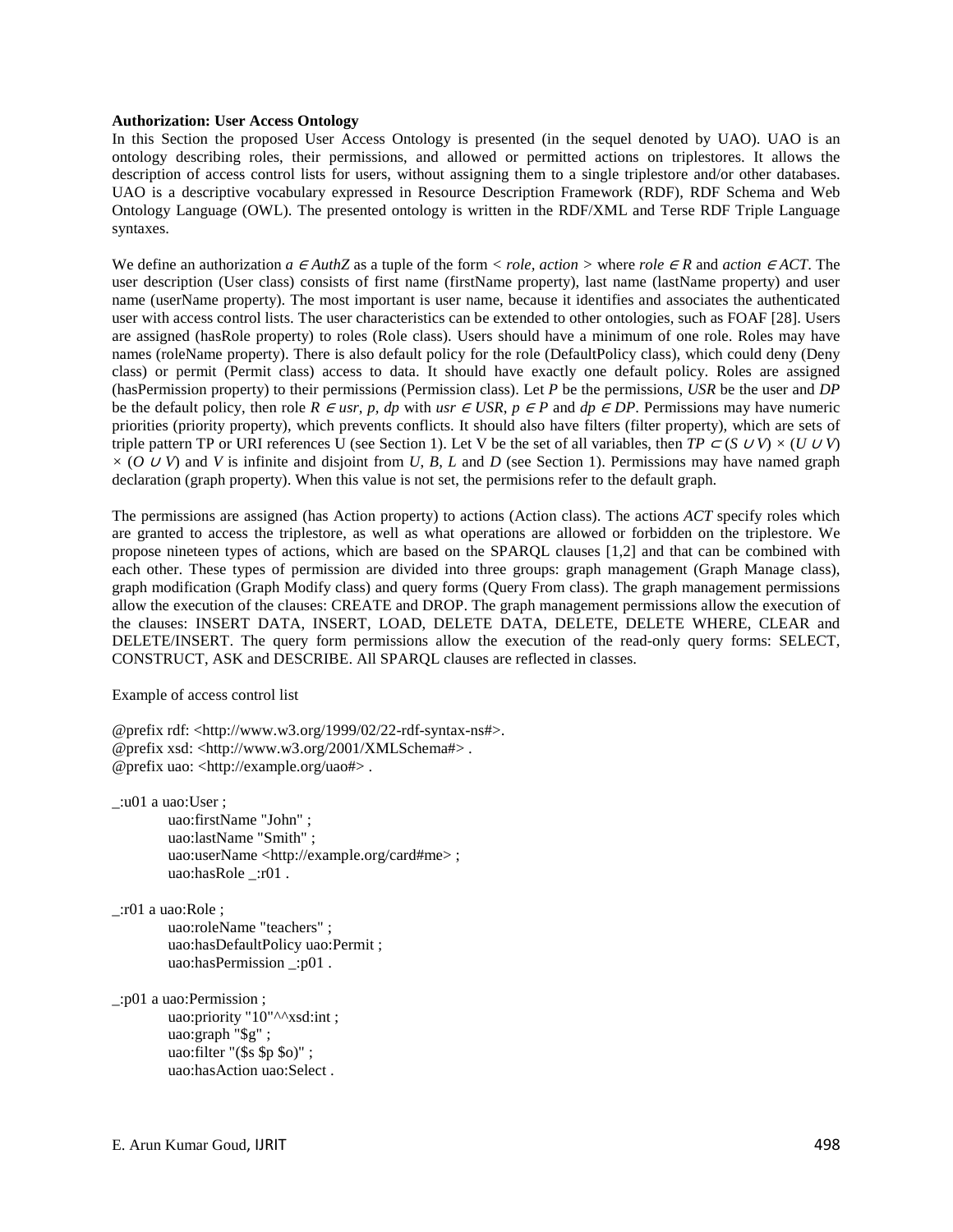**Authorization: User Access Ontology**

In this Section the proposed User Access Ontology is presented (in the sequel denoted by UAO). UAO is an ontology describing roles, their permissions, and allowed or permitted actions on triplestores. It allows the description of access control lists for users, without assigning them to a single triplestore and/or other databases. UAO is a descriptive vocabulary expressed in Resource Description Framework (RDF), RDF Schema and Web Ontology Language (OWL). The presented ontology is written in the RDF/XML and Terse RDF Triple Language syntaxes.

We define an authorization $a \in AuthZ$ as a tuple of the form $<$ *role*, *action* $>$ where $role \in R$ and $action \in ACT$. The user description (User class) consists of first name (firstName property), last name (lastName property) and user name (userName property). The most important is user name, because it identifies and associates the authenticated user with access control lists. The user characteristics can be extended to other ontologies, such as FOAF [28]. Users are assigned (hasRole property) to roles (Role class). Users should have a minimum of one role. Roles may have names (roleName property). There is also default policy for the role (DefaultPolicy class), which could deny (Deny class) or permit (Permit class) access to data. It should have exactly one default policy. Roles are assigned (hasPermission property) to their permissions (Permission class). Let $P$ be the permissions, $USR$ be the user and $DP$ be the default policy, then role $R \in usr, p, dp$ with $usr \in USR$, $p \in P$ and $dp \in DP$. Permissions may have numeric priorities (priority property), which prevents conflicts. It should also have filters (filter property), which are sets of triple pattern TP or URI references U (see Section 1). Let V be the set of all variables, then $TP \subset (S \cup V) \times (U \cup V) \times (O \cup V)$ and $V$ is infinite and disjoint from $U$, $B$, $L$ and $D$ (see Section 1). Permissions may have named graph declaration (graph property). When this value is not set, the permisions refer to the default graph.

The permissions are assigned (has Action property) to actions (Action class). The actions $ACT$ specify roles which are granted to access the triplestore, as well as what operations are allowed or forbidden on the triplestore. We propose nineteen types of actions, which are based on the SPARQL clauses [1,2] and that can be combined with each other. These types of permission are divided into three groups: graph management (Graph Manage class), graph modification (Graph Modify class) and query forms (Query From class). The graph management permissions allow the execution of the clauses: CREATE and DROP. The graph management permissions allow the execution of the clauses: INSERT DATA, INSERT, LOAD, DELETE DATA, DELETE, DELETE WHERE, CLEAR and DELETE/INSERT. The query form permissions allow the execution of the read-only query forms: SELECT, CONSTRUCT, ASK and DESCRIBE. All SPARQL clauses are reflected in classes.

Example of access control list

```
@prefix rdf: <http://www.w3.org/1999/02/22-rdf-syntax-ns#>.
@prefix xsd: <http://www.w3.org/2001/XMLSchema#> .
@prefix uao: <http://example.org/uao#> .

_:u01 a uao:User ;
        uao:firstName "John" ;
        uao:lastName "Smith" ;
        uao:userName <http://example.org/card#me> ;
        uao:hasRole _:r01 .

_:r01 a uao:Role ;
        uao:roleName "teachers" ;
        uao:hasDefaultPolicy uao:Permit ;
        uao:hasPermission _:p01 .

_:p01 a uao:Permission ;
        uao:priority "10"^^xsd:int ;
        uao:graph "$g" ;
        uao:filter "($s $p $o)" ;
        uao:hasAction uao:Select .
```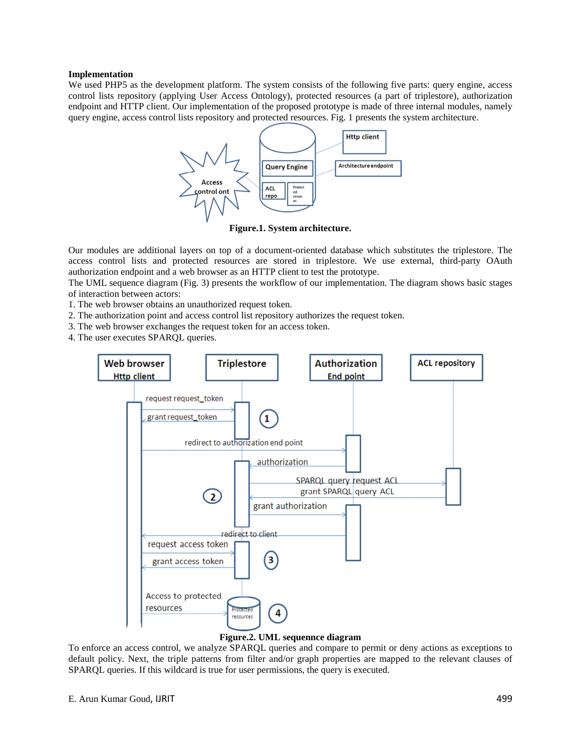**Implementation**

We used PHP5 as the development platform. The system consists of the following five parts: query engine, access control lists repository (applying User Access Ontology), protected resources (a part of triplestore), authorization endpoint and HTTP client. Our implementation of the proposed prototype is made of three internal modules, namely query engine, access control lists repository and protected resources. Fig. 1 presents the system architecture.

**Figure.1. System architecture.**

Our modules are additional layers on top of a document-oriented database which substitutes the triplestore. The access control lists and protected resources are stored in triplestore. We use external, third-party OAuth authorization endpoint and a web browser as an HTTP client to test the prototype.

The UML sequence diagram (Fig. 3) presents the workflow of our implementation. The diagram shows basic stages of interaction between actors:

1. The web browser obtains an unauthorized request token.
2. The authorization point and access control list repository authorizes the request token.
3. The web browser exchanges the request token for an access token.
4. The user executes SPARQL queries.

**Figure.2. UML sequennce diagram**

To enforce an access control, we analyze SPARQL queries and compare to permit or deny actions as exceptions to default policy. Next, the triple patterns from filter and/or graph properties are mapped to the relevant clauses of SPARQL queries. If this wildcard is true for user permissions, the query is executed.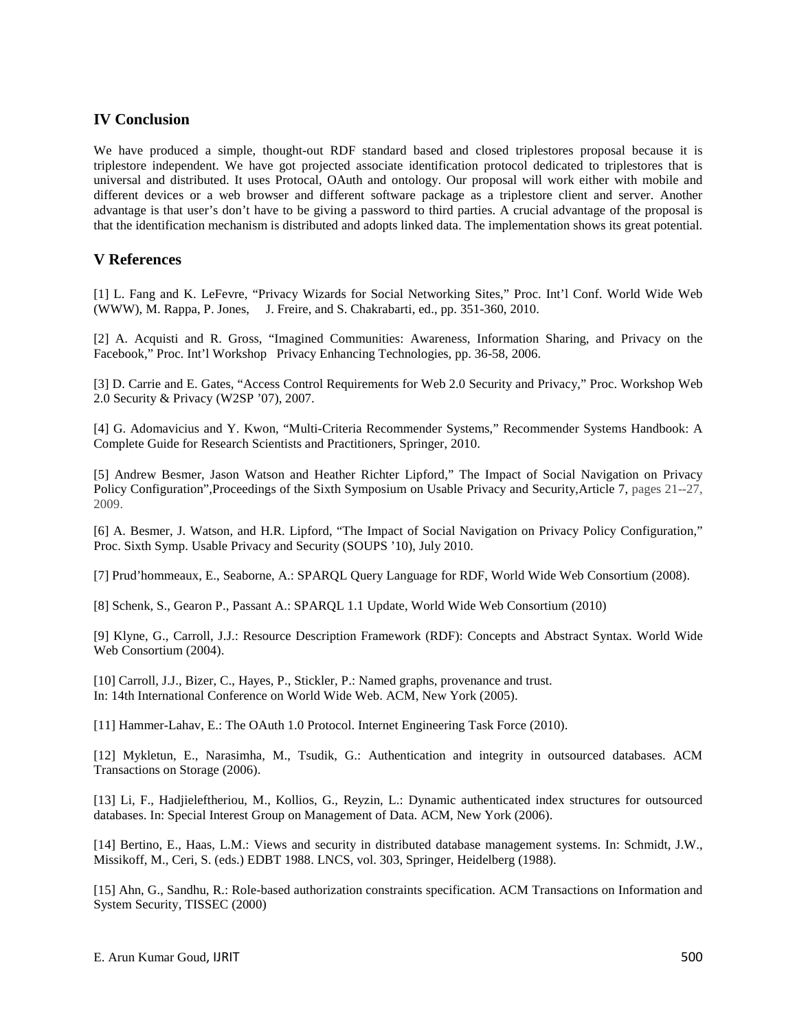## IV Conclusion

We have produced a simple, thought-out RDF standard based and closed triplestores proposal because it is triplestore independent. We have got projected associate identification protocol dedicated to triplestores that is universal and distributed. It uses Protocal, OAuth and ontology. Our proposal will work either with mobile and different devices or a web browser and different software package as a triplestore client and server. Another advantage is that user's don't have to be giving a password to third parties. A crucial advantage of the proposal is that the identification mechanism is distributed and adopts linked data. The implementation shows its great potential.

## V References

[1] L. Fang and K. LeFevre, "Privacy Wizards for Social Networking Sites," Proc. Int'l Conf. World Wide Web (WWW), M. Rappa, P. Jones, J. Freire, and S. Chakrabarti, ed., pp. 351-360, 2010.

[2] A. Acquisti and R. Gross, "Imagined Communities: Awareness, Information Sharing, and Privacy on the Facebook," Proc. Int'l Workshop Privacy Enhancing Technologies, pp. 36-58, 2006.

[3] D. Carrie and E. Gates, "Access Control Requirements for Web 2.0 Security and Privacy," Proc. Workshop Web 2.0 Security & Privacy (W2SP '07), 2007.

[4] G. Adomavicius and Y. Kwon, "Multi-Criteria Recommender Systems," Recommender Systems Handbook: A Complete Guide for Research Scientists and Practitioners, Springer, 2010.

[5] Andrew Besmer, Jason Watson and Heather Richter Lipford," The Impact of Social Navigation on Privacy Policy Configuration",Proceedings of the Sixth Symposium on Usable Privacy and Security,Article 7, pages 21--27, 2009.

[6] A. Besmer, J. Watson, and H.R. Lipford, "The Impact of Social Navigation on Privacy Policy Configuration," Proc. Sixth Symp. Usable Privacy and Security (SOUPS '10), July 2010.

[7] Prud'hommeaux, E., Seaborne, A.: SPARQL Query Language for RDF, World Wide Web Consortium (2008).

[8] Schenk, S., Gearon P., Passant A.: SPARQL 1.1 Update, World Wide Web Consortium (2010)

[9] Klyne, G., Carroll, J.J.: Resource Description Framework (RDF): Concepts and Abstract Syntax. World Wide Web Consortium (2004).

[10] Carroll, J.J., Bizer, C., Hayes, P., Stickler, P.: Named graphs, provenance and trust. In: 14th International Conference on World Wide Web. ACM, New York (2005).

[11] Hammer-Lahav, E.: The OAuth 1.0 Protocol. Internet Engineering Task Force (2010).

[12] Mykletun, E., Narasimha, M., Tsudik, G.: Authentication and integrity in outsourced databases. ACM Transactions on Storage (2006).

[13] Li, F., Hadjieleftheriou, M., Kollios, G., Reyzin, L.: Dynamic authenticated index structures for outsourced databases. In: Special Interest Group on Management of Data. ACM, New York (2006).

[14] Bertino, E., Haas, L.M.: Views and security in distributed database management systems. In: Schmidt, J.W., Missikoff, M., Ceri, S. (eds.) EDBT 1988. LNCS, vol. 303, Springer, Heidelberg (1988).

[15] Ahn, G., Sandhu, R.: Role-based authorization constraints specification. ACM Transactions on Information and System Security, TISSEC (2000)